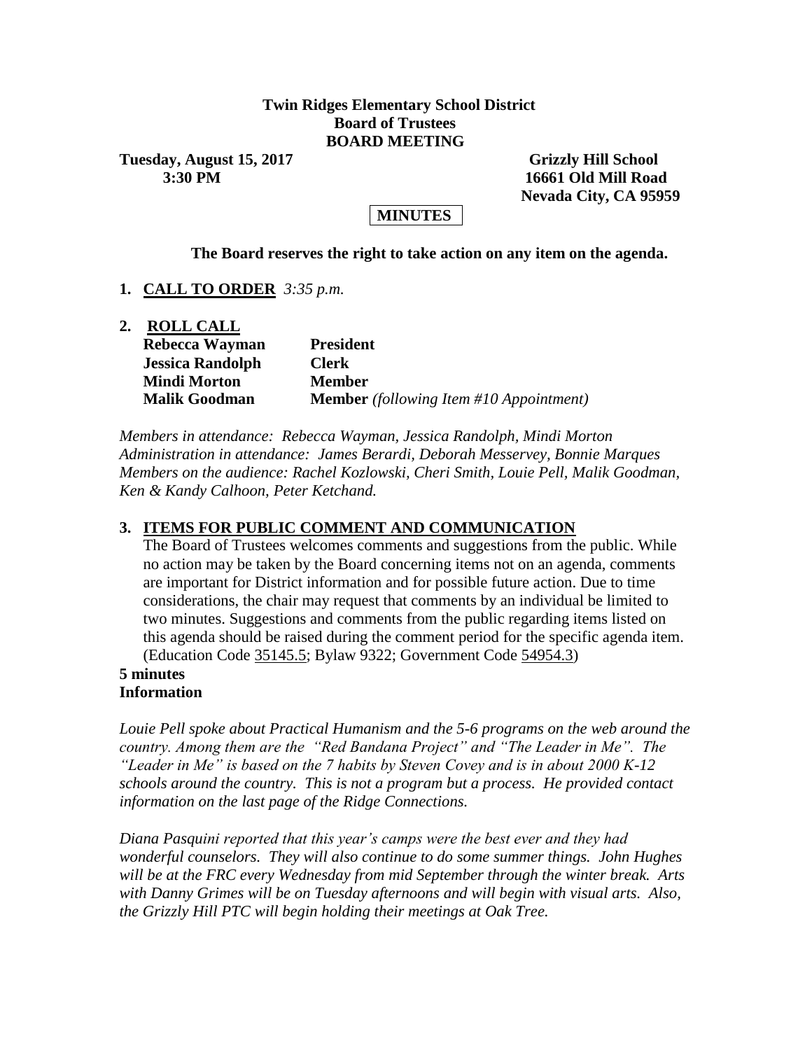**Twin Ridges Elementary School District**
**Board of Trustees**
**BOARD MEETING**

**Tuesday, August 15, 2017** | **Grizzly Hill School**
**3:30 PM** | **16661 Old Mill Road**
**Nevada City, CA 95959**

**MINUTES**

**The Board reserves the right to take action on any item on the agenda.**

1. **CALL TO ORDER** *3:35 p.m.*

2. **ROLL CALL**

| | |
|---|---|
| **Rebecca Wayman** | **President** |
| **Jessica Randolph** | **Clerk** |
| **Mindi Morton** | **Member** |
| **Malik Goodman** | **Member** *(following Item #10 Appointment)* |

*Members in attendance: Rebecca Wayman, Jessica Randolph, Mindi Morton*
*Administration in attendance: James Berardi, Deborah Messervey, Bonnie Marques*
*Members on the audience: Rachel Kozlowski, Cheri Smith, Louie Pell, Malik Goodman, Ken & Kandy Calhoon, Peter Ketchand.*

3. **ITEMS FOR PUBLIC COMMENT AND COMMUNICATION**

The Board of Trustees welcomes comments and suggestions from the public. While no action may be taken by the Board concerning items not on an agenda, comments are important for District information and for possible future action. Due to time considerations, the chair may request that comments by an individual be limited to two minutes. Suggestions and comments from the public regarding items listed on this agenda should be raised during the comment period for the specific agenda item. (Education Code 35145.5; Bylaw 9322; Government Code 54954.3)

**5 minutes**
**Information**

*Louie Pell spoke about Practical Humanism and the 5-6 programs on the web around the country. Among them are the "Red Bandana Project" and "The Leader in Me". The "Leader in Me" is based on the 7 habits by Steven Covey and is in about 2000 K-12 schools around the country. This is not a program but a process. He provided contact information on the last page of the Ridge Connections.*

*Diana Pasquini reported that this year's camps were the best ever and they had wonderful counselors. They will also continue to do some summer things. John Hughes will be at the FRC every Wednesday from mid September through the winter break. Arts with Danny Grimes will be on Tuesday afternoons and will begin with visual arts. Also, the Grizzly Hill PTC will begin holding their meetings at Oak Tree.*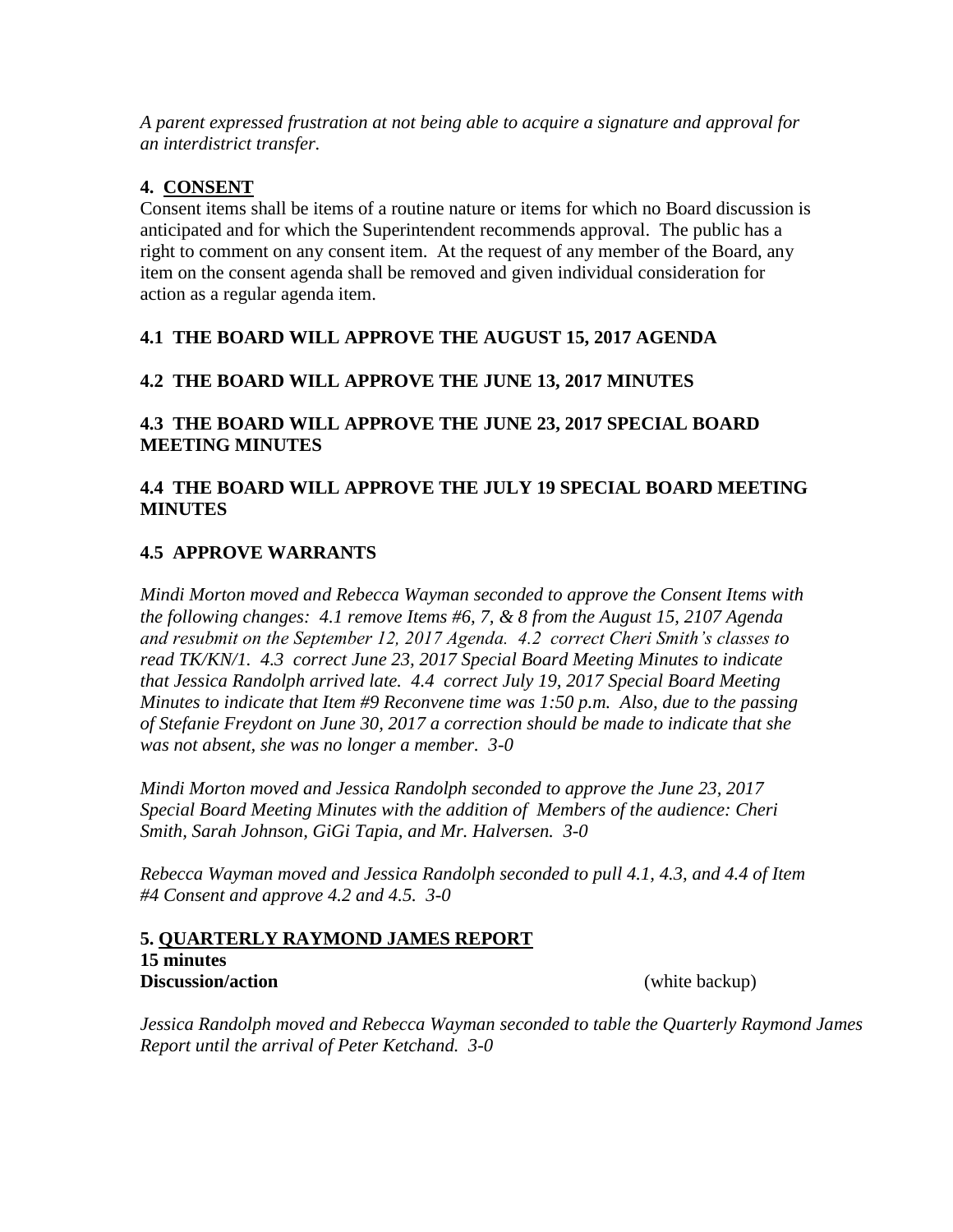*A parent expressed frustration at not being able to acquire a signature and approval for an interdistrict transfer.*

## 4. CONSENT

Consent items shall be items of a routine nature or items for which no Board discussion is anticipated and for which the Superintendent recommends approval. The public has a right to comment on any consent item. At the request of any member of the Board, any item on the consent agenda shall be removed and given individual consideration for action as a regular agenda item.

### 4.1 THE BOARD WILL APPROVE THE AUGUST 15, 2017 AGENDA

### 4.2 THE BOARD WILL APPROVE THE JUNE 13, 2017 MINUTES

### 4.3 THE BOARD WILL APPROVE THE JUNE 23, 2017 SPECIAL BOARD MEETING MINUTES

### 4.4 THE BOARD WILL APPROVE THE JULY 19 SPECIAL BOARD MEETING MINUTES

### 4.5 APPROVE WARRANTS

*Mindi Morton moved and Rebecca Wayman seconded to approve the Consent Items with the following changes: 4.1 remove Items #6, 7, & 8 from the August 15, 2107 Agenda and resubmit on the September 12, 2017 Agenda. 4.2 correct Cheri Smith's classes to read TK/KN/1. 4.3 correct June 23, 2017 Special Board Meeting Minutes to indicate that Jessica Randolph arrived late. 4.4 correct July 19, 2017 Special Board Meeting Minutes to indicate that Item #9 Reconvene time was 1:50 p.m. Also, due to the passing of Stefanie Freydont on June 30, 2017 a correction should be made to indicate that she was not absent, she was no longer a member. 3-0*

*Mindi Morton moved and Jessica Randolph seconded to approve the June 23, 2017 Special Board Meeting Minutes with the addition of Members of the audience: Cheri Smith, Sarah Johnson, GiGi Tapia, and Mr. Halversen. 3-0*

*Rebecca Wayman moved and Jessica Randolph seconded to pull 4.1, 4.3, and 4.4 of Item #4 Consent and approve 4.2 and 4.5. 3-0*

## 5. QUARTERLY RAYMOND JAMES REPORT

**15 minutes**
**Discussion/action** (white backup)

*Jessica Randolph moved and Rebecca Wayman seconded to table the Quarterly Raymond James Report until the arrival of Peter Ketchand. 3-0*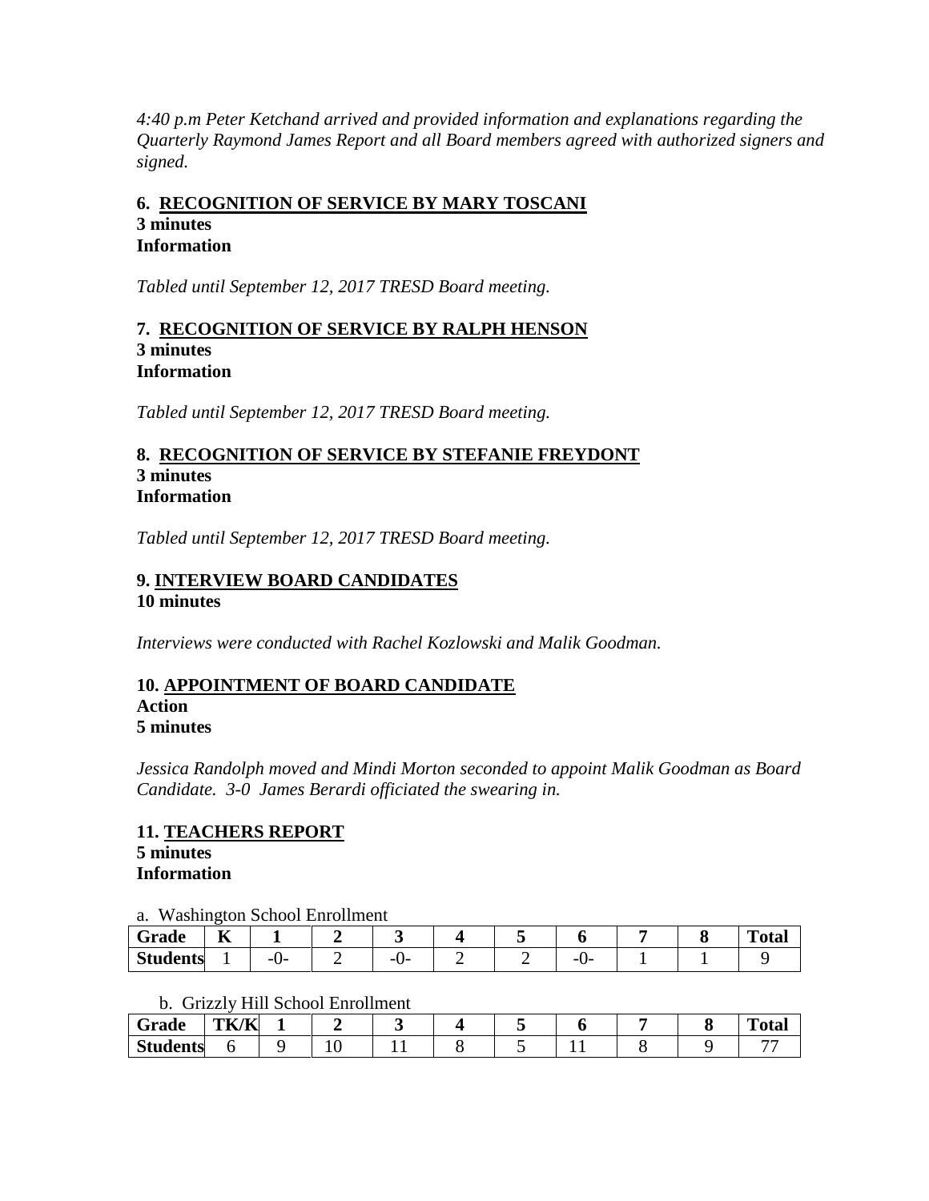*4:40 p.m Peter Ketchand arrived and provided information and explanations regarding the Quarterly Raymond James Report and all Board members agreed with authorized signers and signed.*

**6. <u>RECOGNITION OF SERVICE BY MARY TOSCANI</u>**
**3 minutes**
**Information**

*Tabled until September 12, 2017 TRESD Board meeting.*

**7. <u>RECOGNITION OF SERVICE BY RALPH HENSON</u>**
**3 minutes**
**Information**

*Tabled until September 12, 2017 TRESD Board meeting.*

**8. <u>RECOGNITION OF SERVICE BY STEFANIE FREYDONT</u>**
**3 minutes**
**Information**

*Tabled until September 12, 2017 TRESD Board meeting.*

**9. <u>INTERVIEW BOARD CANDIDATES</u>**
**10 minutes**

*Interviews were conducted with Rachel Kozlowski and Malik Goodman.*

**10. <u>APPOINTMENT OF BOARD CANDIDATE</u>**
**Action**
**5 minutes**

*Jessica Randolph moved and Mindi Morton seconded to appoint Malik Goodman as Board Candidate. 3-0 James Berardi officiated the swearing in.*

**11. <u>TEACHERS REPORT</u>**
**5 minutes**
**Information**

a. Washington School Enrollment

| Grade | K | 1 | 2 | 3 | 4 | 5 | 6 | 7 | 8 | Total |
|---|---|---|---|---|---|---|---|---|---|---|
| Students | 1 | -0- | 2 | -0- | 2 | 2 | -0- | 1 | 1 | 9 |

b. Grizzly Hill School Enrollment

| Grade | TK/K | 1 | 2 | 3 | 4 | 5 | 6 | 7 | 8 | Total |
|---|---|---|---|---|---|---|---|---|---|---|
| Students | 6 | 9 | 10 | 11 | 8 | 5 | 11 | 8 | 9 | 77 |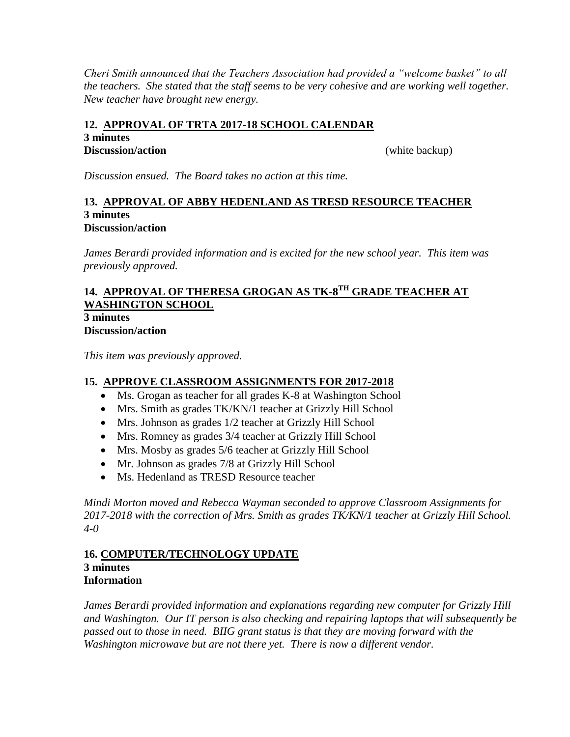*Cheri Smith announced that the Teachers Association had provided a "welcome basket" to all the teachers. She stated that the staff seems to be very cohesive and are working well together. New teacher have brought new energy.*

**12. APPROVAL OF TRTA 2017-18 SCHOOL CALENDAR**
**3 minutes**
**Discussion/action** (white backup)

*Discussion ensued. The Board takes no action at this time.*

**13. APPROVAL OF ABBY HEDENLAND AS TRESD RESOURCE TEACHER**
**3 minutes**
**Discussion/action**

*James Berardi provided information and is excited for the new school year. This item was previously approved.*

**14. APPROVAL OF THERESA GROGAN AS TK-8TH GRADE TEACHER AT WASHINGTON SCHOOL**
**3 minutes**
**Discussion/action**

*This item was previously approved.*

**15. APPROVE CLASSROOM ASSIGNMENTS FOR 2017-2018**

- Ms. Grogan as teacher for all grades K-8 at Washington School
- Mrs. Smith as grades TK/KN/1 teacher at Grizzly Hill School
- Mrs. Johnson as grades 1/2 teacher at Grizzly Hill School
- Mrs. Romney as grades 3/4 teacher at Grizzly Hill School
- Mrs. Mosby as grades 5/6 teacher at Grizzly Hill School
- Mr. Johnson as grades 7/8 at Grizzly Hill School
- Ms. Hedenland as TRESD Resource teacher

*Mindi Morton moved and Rebecca Wayman seconded to approve Classroom Assignments for 2017-2018 with the correction of Mrs. Smith as grades TK/KN/1 teacher at Grizzly Hill School. 4-0*

**16. COMPUTER/TECHNOLOGY UPDATE**
**3 minutes**
**Information**

*James Berardi provided information and explanations regarding new computer for Grizzly Hill and Washington. Our IT person is also checking and repairing laptops that will subsequently be passed out to those in need. BIIG grant status is that they are moving forward with the Washington microwave but are not there yet. There is now a different vendor.*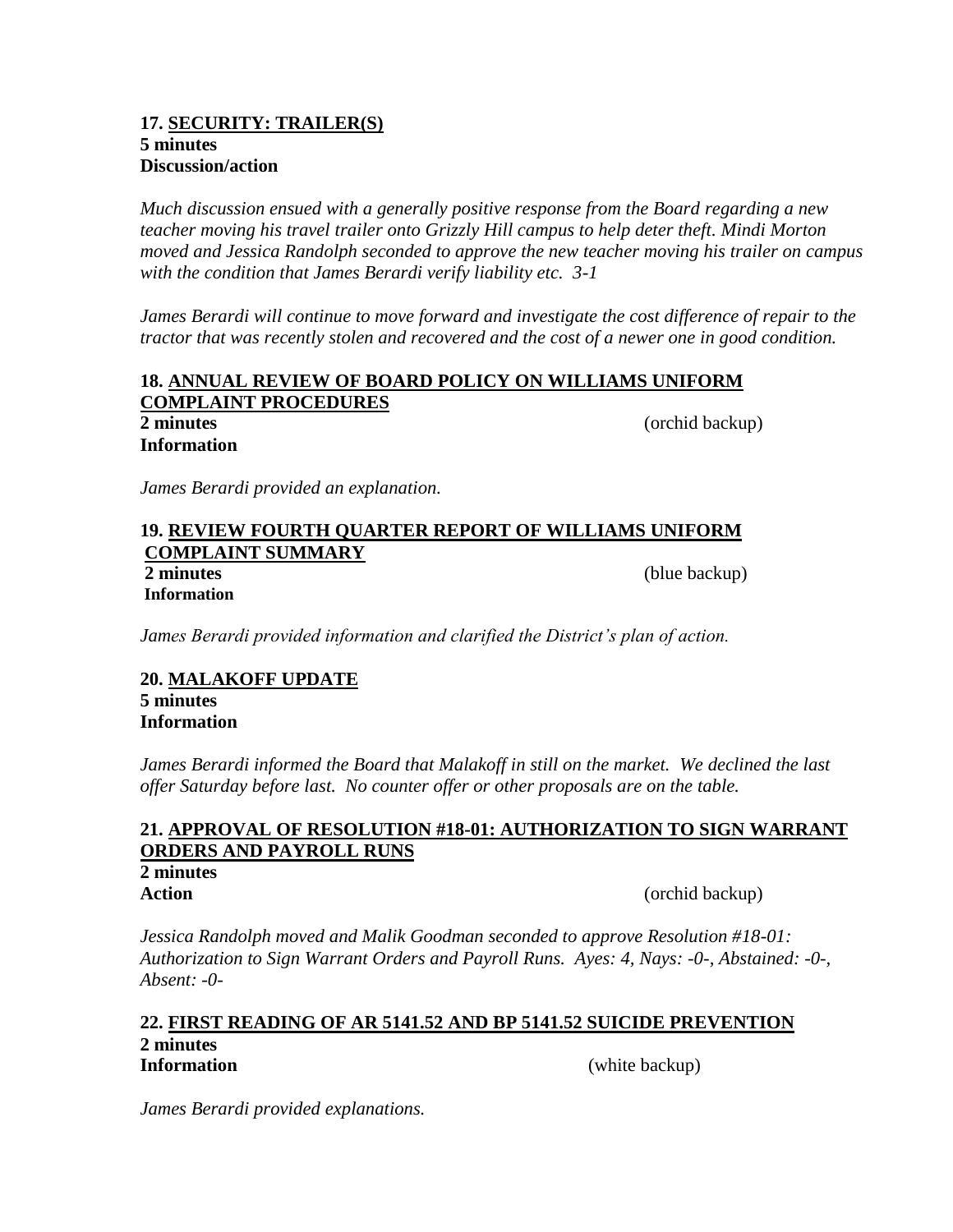**17. <u>SECURITY: TRAILER(S)</u>**
**5 minutes**
**Discussion/action**

*Much discussion ensued with a generally positive response from the Board regarding a new teacher moving his travel trailer onto Grizzly Hill campus to help deter theft. Mindi Morton moved and Jessica Randolph seconded to approve the new teacher moving his trailer on campus with the condition that James Berardi verify liability etc. 3-1*

*James Berardi will continue to move forward and investigate the cost difference of repair to the tractor that was recently stolen and recovered and the cost of a newer one in good condition.*

**18. <u>ANNUAL REVIEW OF BOARD POLICY ON WILLIAMS UNIFORM COMPLAINT PROCEDURES</u>**
**2 minutes** (orchid backup)
**Information**

*James Berardi provided an explanation.*

**19. <u>REVIEW FOURTH QUARTER REPORT OF WILLIAMS UNIFORM COMPLAINT SUMMARY</u>**
**2 minutes** (blue backup)
**Information**

*James Berardi provided information and clarified the District's plan of action.*

**20. <u>MALAKOFF UPDATE</u>**
**5 minutes**
**Information**

*James Berardi informed the Board that Malakoff in still on the market. We declined the last offer Saturday before last. No counter offer or other proposals are on the table.*

**21. <u>APPROVAL OF RESOLUTION #18-01: AUTHORIZATION TO SIGN WARRANT ORDERS AND PAYROLL RUNS</u>**
**2 minutes**
**Action** (orchid backup)

*Jessica Randolph moved and Malik Goodman seconded to approve Resolution #18-01: Authorization to Sign Warrant Orders and Payroll Runs. Ayes: 4, Nays: -0-, Abstained: -0-, Absent: -0-*

**22. <u>FIRST READING OF AR 5141.52 AND BP 5141.52 SUICIDE PREVENTION</u>**
**2 minutes**
**Information** (white backup)

*James Berardi provided explanations.*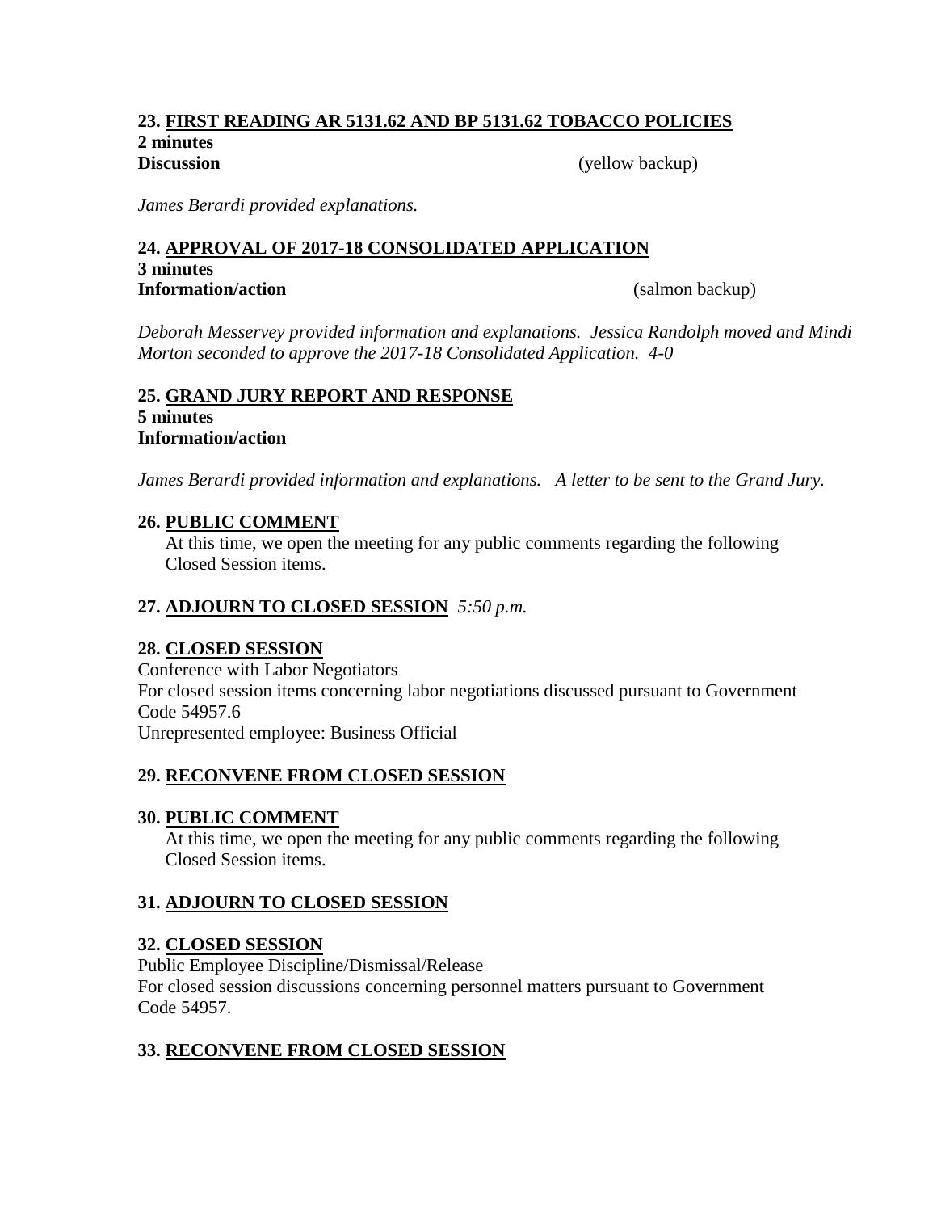**23. <u>FIRST READING AR 5131.62 AND BP 5131.62 TOBACCO POLICIES</u>**
**2 minutes**
**Discussion** (yellow backup)

*James Berardi provided explanations.*

**24. <u>APPROVAL OF 2017-18 CONSOLIDATED APPLICATION</u>**
**3 minutes**
**Information/action** (salmon backup)

*Deborah Messervey provided information and explanations. Jessica Randolph moved and Mindi Morton seconded to approve the 2017-18 Consolidated Application. 4-0*

**25. <u>GRAND JURY REPORT AND RESPONSE</u>**
**5 minutes**
**Information/action**

*James Berardi provided information and explanations. A letter to be sent to the Grand Jury.*

**26. <u>PUBLIC COMMENT</u>**
At this time, we open the meeting for any public comments regarding the following Closed Session items.

**27. <u>ADJOURN TO CLOSED SESSION</u>** *5:50 p.m.*

**28. <u>CLOSED SESSION</u>**
Conference with Labor Negotiators
For closed session items concerning labor negotiations discussed pursuant to Government Code 54957.6
Unrepresented employee: Business Official

**29. <u>RECONVENE FROM CLOSED SESSION</u>**

**30. <u>PUBLIC COMMENT</u>**
At this time, we open the meeting for any public comments regarding the following Closed Session items.

**31. <u>ADJOURN TO CLOSED SESSION</u>**

**32. <u>CLOSED SESSION</u>**
Public Employee Discipline/Dismissal/Release
For closed session discussions concerning personnel matters pursuant to Government Code 54957.

**33. <u>RECONVENE FROM CLOSED SESSION</u>**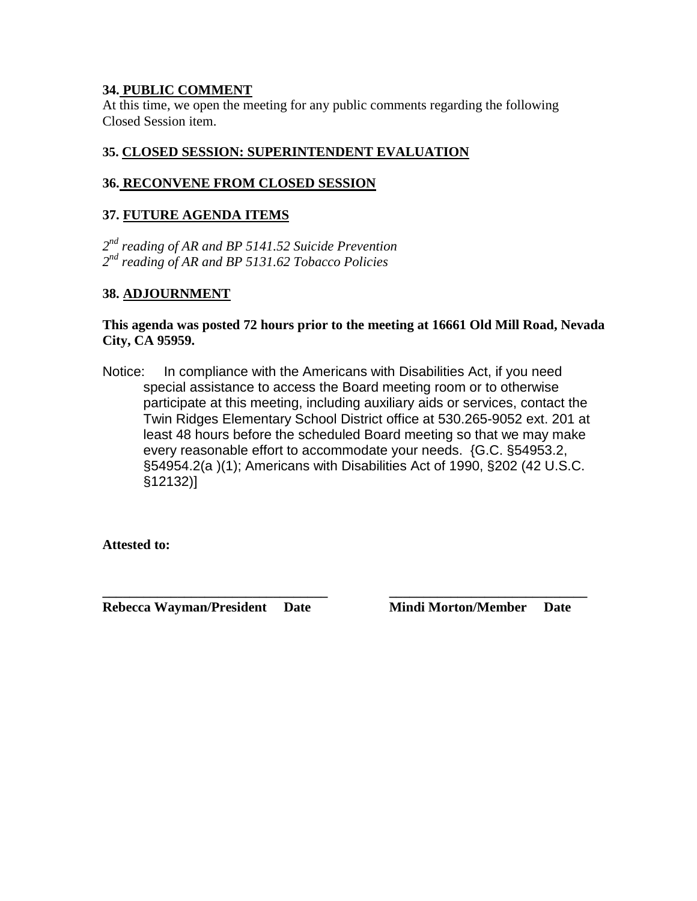**34. PUBLIC COMMENT**

At this time, we open the meeting for any public comments regarding the following Closed Session item.

**35. CLOSED SESSION: SUPERINTENDENT EVALUATION**

**36. RECONVENE FROM CLOSED SESSION**

**37. FUTURE AGENDA ITEMS**

*2nd reading of AR and BP 5141.52 Suicide Prevention*
*2nd reading of AR and BP 5131.62 Tobacco Policies*

**38. ADJOURNMENT**

**This agenda was posted 72 hours prior to the meeting at 16661 Old Mill Road, Nevada City, CA 95959.**

Notice: In compliance with the Americans with Disabilities Act, if you need special assistance to access the Board meeting room or to otherwise participate at this meeting, including auxiliary aids or services, contact the Twin Ridges Elementary School District office at 530.265-9052 ext. 201 at least 48 hours before the scheduled Board meeting so that we may make every reasonable effort to accommodate your needs. {G.C. §54953.2, §54954.2(a )(1); Americans with Disabilities Act of 1990, §202 (42 U.S.C. §12132)]

**Attested to:**

_______________________________ _______________________________

**Rebecca Wayman/President Date** **Mindi Morton/Member Date**